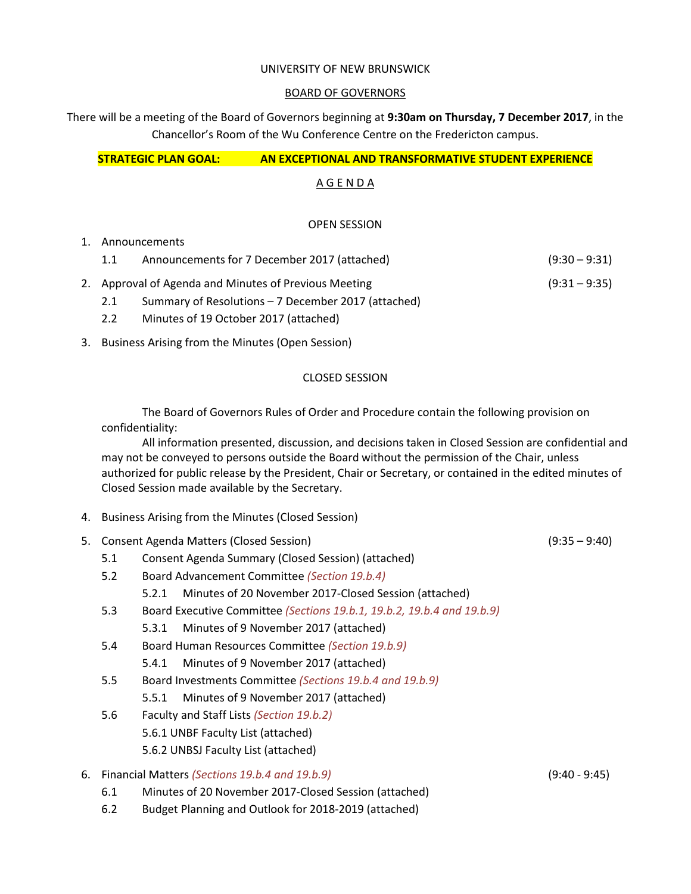UNIVERSITY OF NEW BRUNSWICK

BOARD OF GOVERNORS

There will be a meeting of the Board of Governors beginning at **9:30am on Thursday, 7 December 2017**, in the Chancellor's Room of the Wu Conference Centre on the Fredericton campus.

**STRATEGIC PLAN GOAL: AN EXCEPTIONAL AND TRANSFORMATIVE STUDENT EXPERIENCE**

A G E N D A

OPEN SESSION

1. Announcements
   - 1.1 Announcements for 7 December 2017 (attached) (9:30 – 9:31)
2. Approval of Agenda and Minutes of Previous Meeting (9:31 – 9:35)
   - 2.1 Summary of Resolutions – 7 December 2017 (attached)
   - 2.2 Minutes of 19 October 2017 (attached)
3. Business Arising from the Minutes (Open Session)

CLOSED SESSION

The Board of Governors Rules of Order and Procedure contain the following provision on confidentiality:

All information presented, discussion, and decisions taken in Closed Session are confidential and may not be conveyed to persons outside the Board without the permission of the Chair, unless authorized for public release by the President, Chair or Secretary, or contained in the edited minutes of Closed Session made available by the Secretary.

4. Business Arising from the Minutes (Closed Session)
5. Consent Agenda Matters (Closed Session) (9:35 – 9:40)
   - 5.1 Consent Agenda Summary (Closed Session) (attached)
   - 5.2 Board Advancement Committee *(Section 19.b.4)*
     - 5.2.1 Minutes of 20 November 2017-Closed Session (attached)
   - 5.3 Board Executive Committee *(Sections 19.b.1, 19.b.2, 19.b.4 and 19.b.9)*
     - 5.3.1 Minutes of 9 November 2017 (attached)
   - 5.4 Board Human Resources Committee *(Section 19.b.9)*
     - 5.4.1 Minutes of 9 November 2017 (attached)
   - 5.5 Board Investments Committee *(Sections 19.b.4 and 19.b.9)*
     - 5.5.1 Minutes of 9 November 2017 (attached)
   - 5.6 Faculty and Staff Lists *(Section 19.b.2)*
     - 5.6.1 UNBF Faculty List (attached)
     - 5.6.2 UNBSJ Faculty List (attached)
6. Financial Matters *(Sections 19.b.4 and 19.b.9)* (9:40 - 9:45)
   - 6.1 Minutes of 20 November 2017-Closed Session (attached)
   - 6.2 Budget Planning and Outlook for 2018-2019 (attached)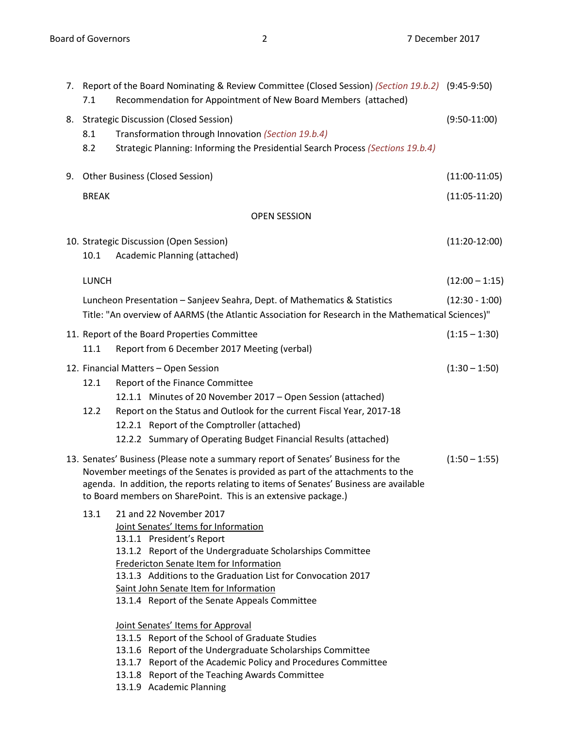7. Report of the Board Nominating & Review Committee (Closed Session) *(Section 19.b.2)* (9:45-9:50)
   - 7.1 Recommendation for Appointment of New Board Members (attached)

8. Strategic Discussion (Closed Session) (9:50-11:00)
   - 8.1 Transformation through Innovation *(Section 19.b.4)*
   - 8.2 Strategic Planning: Informing the Presidential Search Process *(Sections 19.b.4)*

9. Other Business (Closed Session) (11:00-11:05)

   BREAK (11:05-11:20)

OPEN SESSION

10. Strategic Discussion (Open Session) (11:20-12:00)
    - 10.1 Academic Planning (attached)

    LUNCH (12:00 – 1:15)

    Luncheon Presentation – Sanjeev Seahra, Dept. of Mathematics & Statistics (12:30 - 1:00)
    Title: "An overview of AARMS (the Atlantic Association for Research in the Mathematical Sciences)"

11. Report of the Board Properties Committee (1:15 – 1:30)
    - 11.1 Report from 6 December 2017 Meeting (verbal)

12. Financial Matters – Open Session (1:30 – 1:50)
    - 12.1 Report of the Finance Committee
      - 12.1.1 Minutes of 20 November 2017 – Open Session (attached)
    - 12.2 Report on the Status and Outlook for the current Fiscal Year, 2017-18
      - 12.2.1 Report of the Comptroller (attached)
      - 12.2.2 Summary of Operating Budget Financial Results (attached)

13. Senates' Business (Please note a summary report of Senates' Business for the November meetings of the Senates is provided as part of the attachments to the agenda. In addition, the reports relating to items of Senates' Business are available to Board members on SharePoint. This is an extensive package.) (1:50 – 1:55)
    - 13.1 21 and 22 November 2017

      Joint Senates' Items for Information
      - 13.1.1 President's Report
      - 13.1.2 Report of the Undergraduate Scholarships Committee

      Fredericton Senate Item for Information
      - 13.1.3 Additions to the Graduation List for Convocation 2017

      Saint John Senate Item for Information
      - 13.1.4 Report of the Senate Appeals Committee

      Joint Senates' Items for Approval
      - 13.1.5 Report of the School of Graduate Studies
      - 13.1.6 Report of the Undergraduate Scholarships Committee
      - 13.1.7 Report of the Academic Policy and Procedures Committee
      - 13.1.8 Report of the Teaching Awards Committee
      - 13.1.9 Academic Planning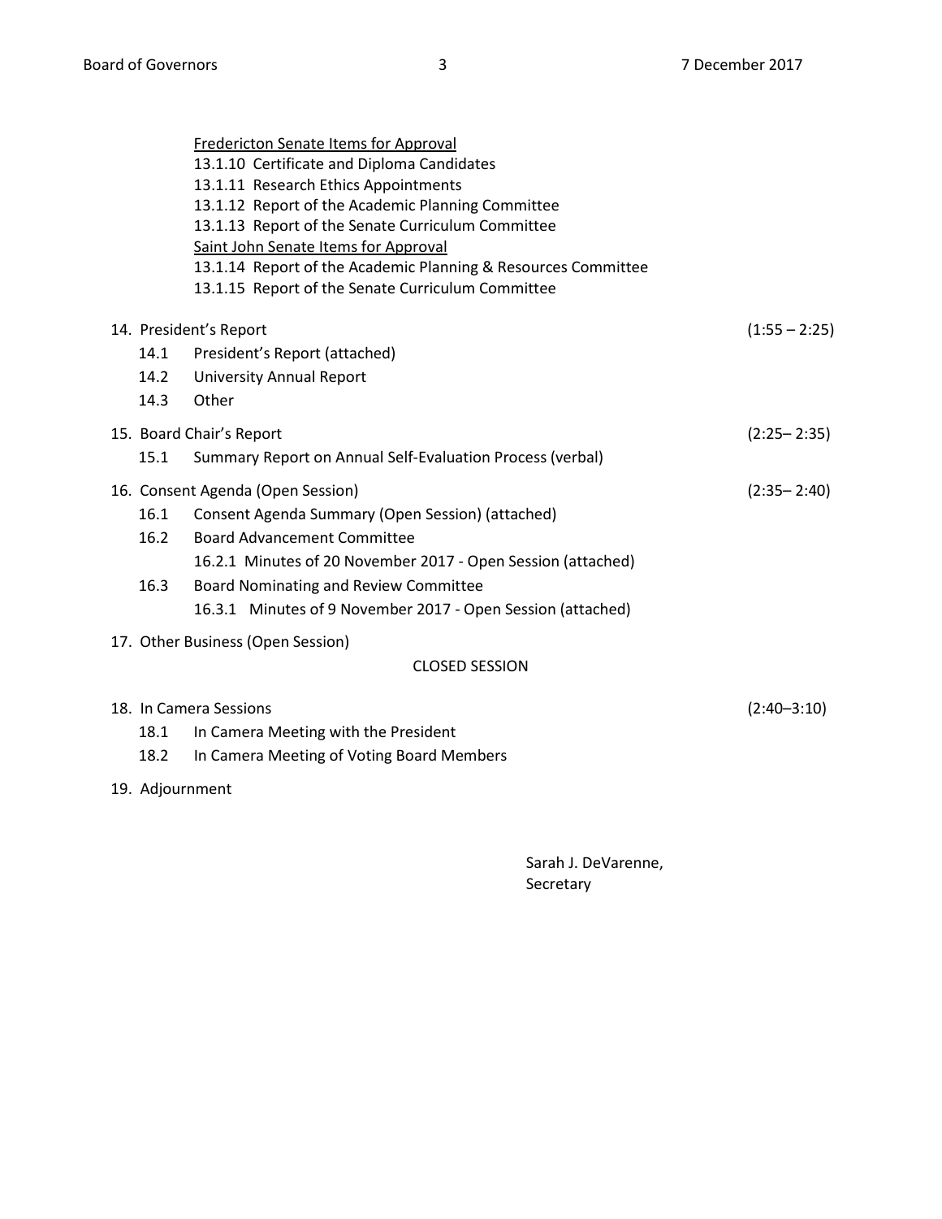<u>Fredericton Senate Items for Approval</u>
13.1.10 Certificate and Diploma Candidates
13.1.11 Research Ethics Appointments
13.1.12 Report of the Academic Planning Committee
13.1.13 Report of the Senate Curriculum Committee
<u>Saint John Senate Items for Approval</u>
13.1.14 Report of the Academic Planning & Resources Committee
13.1.15 Report of the Senate Curriculum Committee

14. President's Report (1:55 – 2:25)
    - 14.1 President's Report (attached)
    - 14.2 University Annual Report
    - 14.3 Other

15. Board Chair's Report (2:25– 2:35)
    - 15.1 Summary Report on Annual Self-Evaluation Process (verbal)

16. Consent Agenda (Open Session) (2:35– 2:40)
    - 16.1 Consent Agenda Summary (Open Session) (attached)
    - 16.2 Board Advancement Committee
        - 16.2.1 Minutes of 20 November 2017 - Open Session (attached)
    - 16.3 Board Nominating and Review Committee
        - 16.3.1 Minutes of 9 November 2017 - Open Session (attached)

17. Other Business (Open Session)

CLOSED SESSION

18. In Camera Sessions (2:40–3:10)
    - 18.1 In Camera Meeting with the President
    - 18.2 In Camera Meeting of Voting Board Members

19. Adjournment

Sarah J. DeVarenne,
Secretary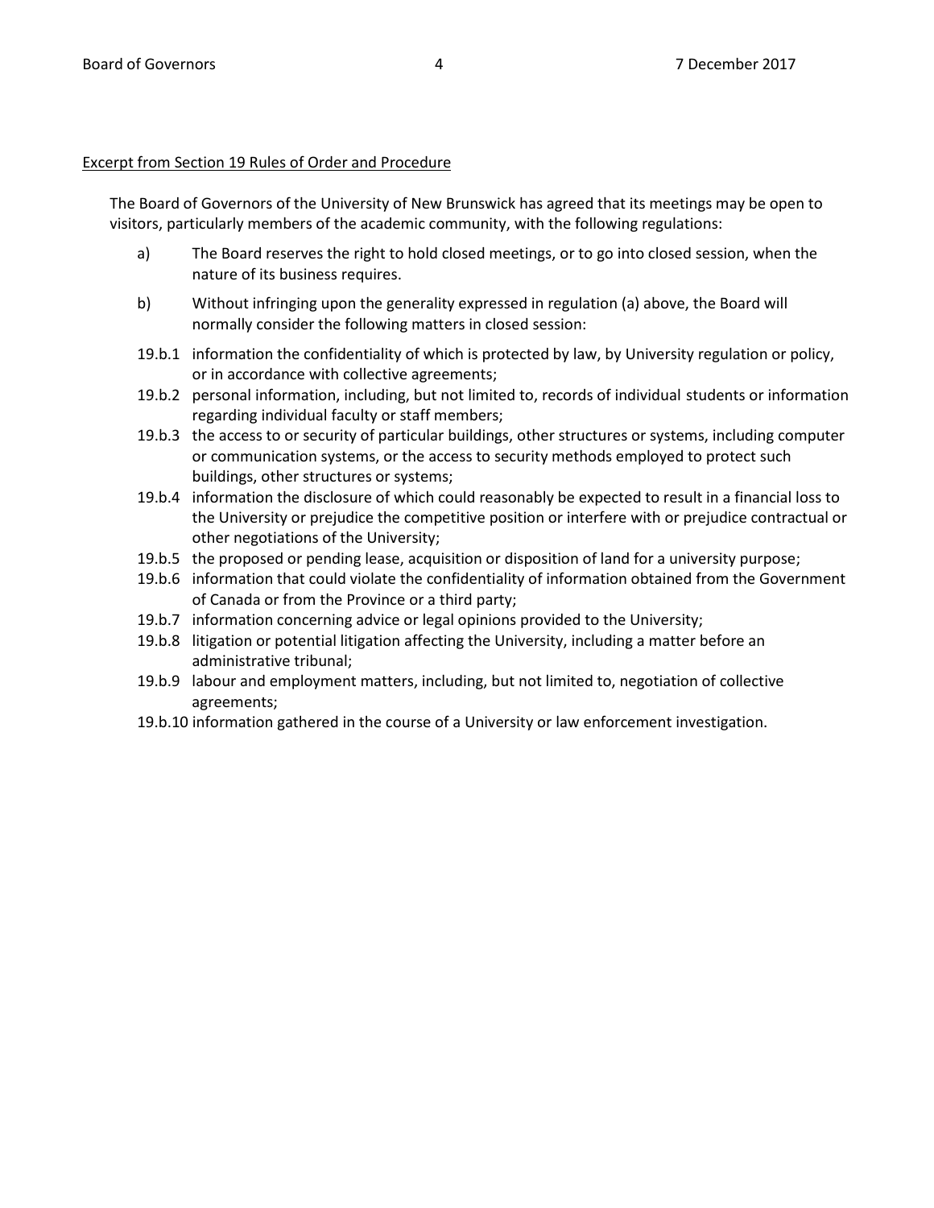Excerpt from Section 19 Rules of Order and Procedure

The Board of Governors of the University of New Brunswick has agreed that its meetings may be open to visitors, particularly members of the academic community, with the following regulations:

a) The Board reserves the right to hold closed meetings, or to go into closed session, when the nature of its business requires.

b) Without infringing upon the generality expressed in regulation (a) above, the Board will normally consider the following matters in closed session:

19.b.1 information the confidentiality of which is protected by law, by University regulation or policy, or in accordance with collective agreements;

19.b.2 personal information, including, but not limited to, records of individual students or information regarding individual faculty or staff members;

19.b.3 the access to or security of particular buildings, other structures or systems, including computer or communication systems, or the access to security methods employed to protect such buildings, other structures or systems;

19.b.4 information the disclosure of which could reasonably be expected to result in a financial loss to the University or prejudice the competitive position or interfere with or prejudice contractual or other negotiations of the University;

19.b.5 the proposed or pending lease, acquisition or disposition of land for a university purpose;

19.b.6 information that could violate the confidentiality of information obtained from the Government of Canada or from the Province or a third party;

19.b.7 information concerning advice or legal opinions provided to the University;

19.b.8 litigation or potential litigation affecting the University, including a matter before an administrative tribunal;

19.b.9 labour and employment matters, including, but not limited to, negotiation of collective agreements;

19.b.10 information gathered in the course of a University or law enforcement investigation.